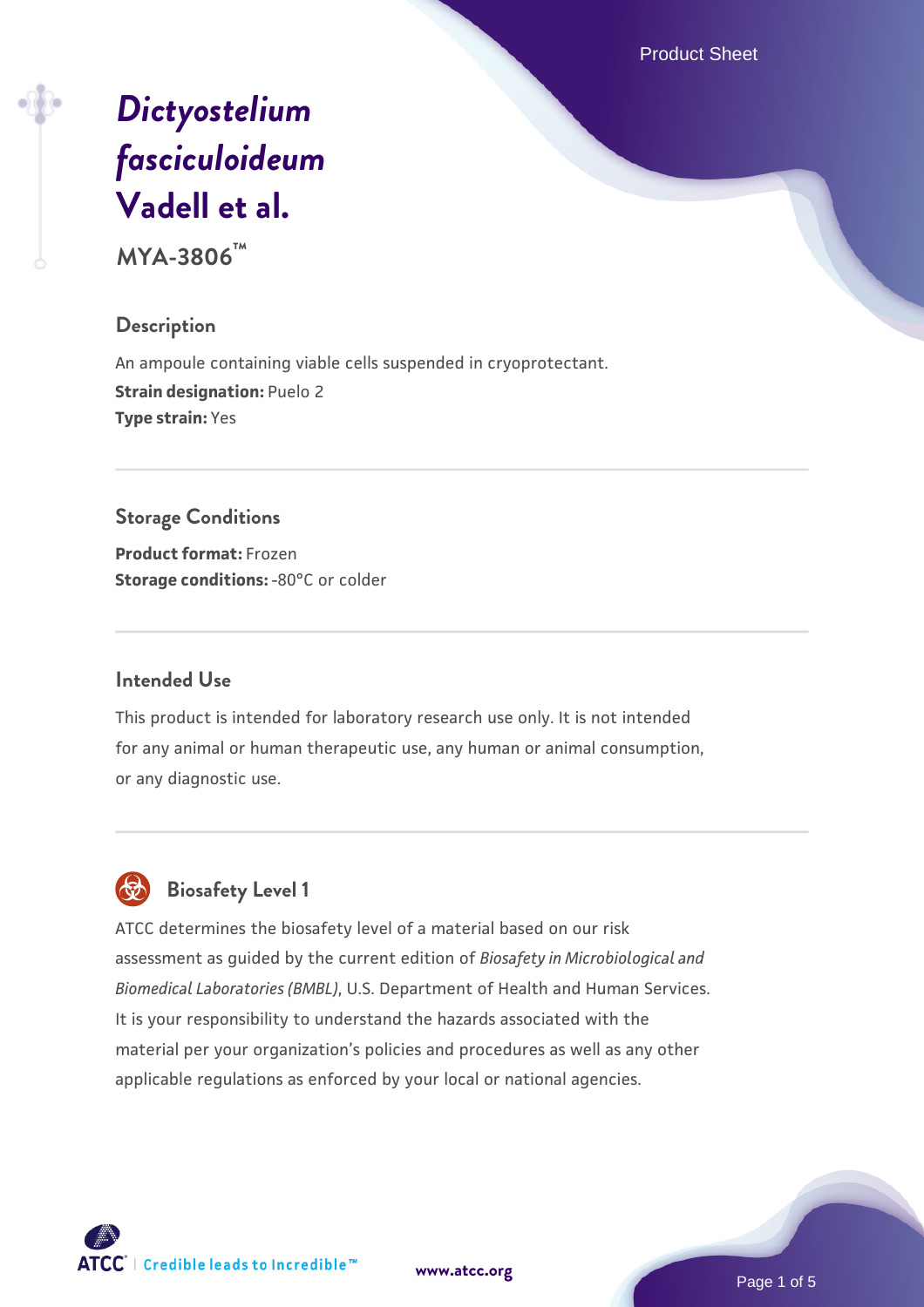# *Dictyostelium fasciculoideum* Vadell et al.

**MYA-3806™**

## Description

An ampoule containing viable cells suspended in cryoprotectant.

**Strain designation:** Puelo 2

**Type strain:** Yes

## Storage Conditions

**Product format:** Frozen

**Storage conditions:** -80°C or colder

## Intended Use

This product is intended for laboratory research use only. It is not intended for any animal or human therapeutic use, any human or animal consumption, or any diagnostic use.

## Biosafety Level 1

ATCC determines the biosafety level of a material based on our risk assessment as guided by the current edition of *Biosafety in Microbiological and Biomedical Laboratories (BMBL)*, U.S. Department of Health and Human Services. It is your responsibility to understand the hazards associated with the material per your organization's policies and procedures as well as any other applicable regulations as enforced by your local or national agencies.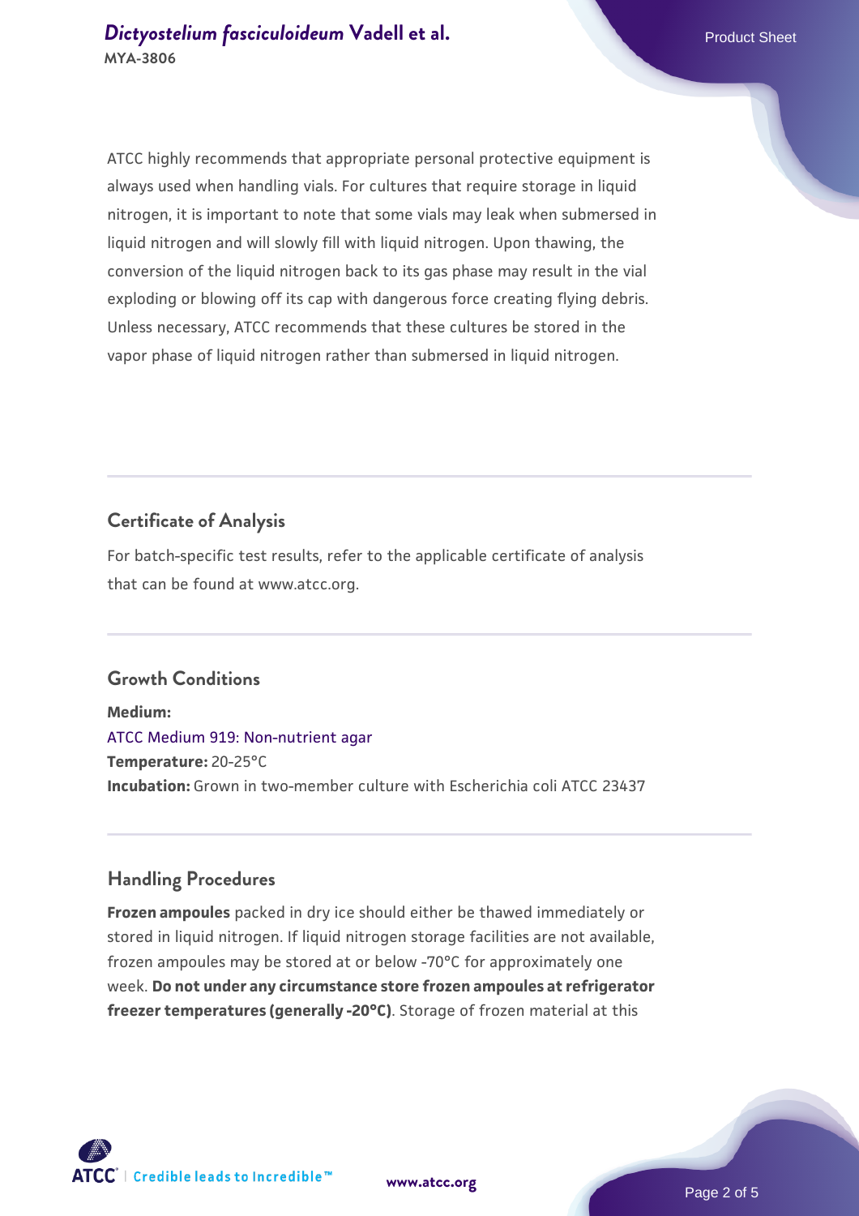ATCC highly recommends that appropriate personal protective equipment is always used when handling vials. For cultures that require storage in liquid nitrogen, it is important to note that some vials may leak when submersed in liquid nitrogen and will slowly fill with liquid nitrogen. Upon thawing, the conversion of the liquid nitrogen back to its gas phase may result in the vial exploding or blowing off its cap with dangerous force creating flying debris. Unless necessary, ATCC recommends that these cultures be stored in the vapor phase of liquid nitrogen rather than submersed in liquid nitrogen.

## Certificate of Analysis

For batch-specific test results, refer to the applicable certificate of analysis that can be found at www.atcc.org.

## Growth Conditions

**Medium:**
ATCC Medium 919: Non-nutrient agar
**Temperature:** 20-25°C
**Incubation:** Grown in two-member culture with Escherichia coli ATCC 23437

## Handling Procedures

**Frozen ampoules** packed in dry ice should either be thawed immediately or stored in liquid nitrogen. If liquid nitrogen storage facilities are not available, frozen ampoules may be stored at or below -70°C for approximately one week. **Do not under any circumstance store frozen ampoules at refrigerator freezer temperatures (generally -20°C)**. Storage of frozen material at this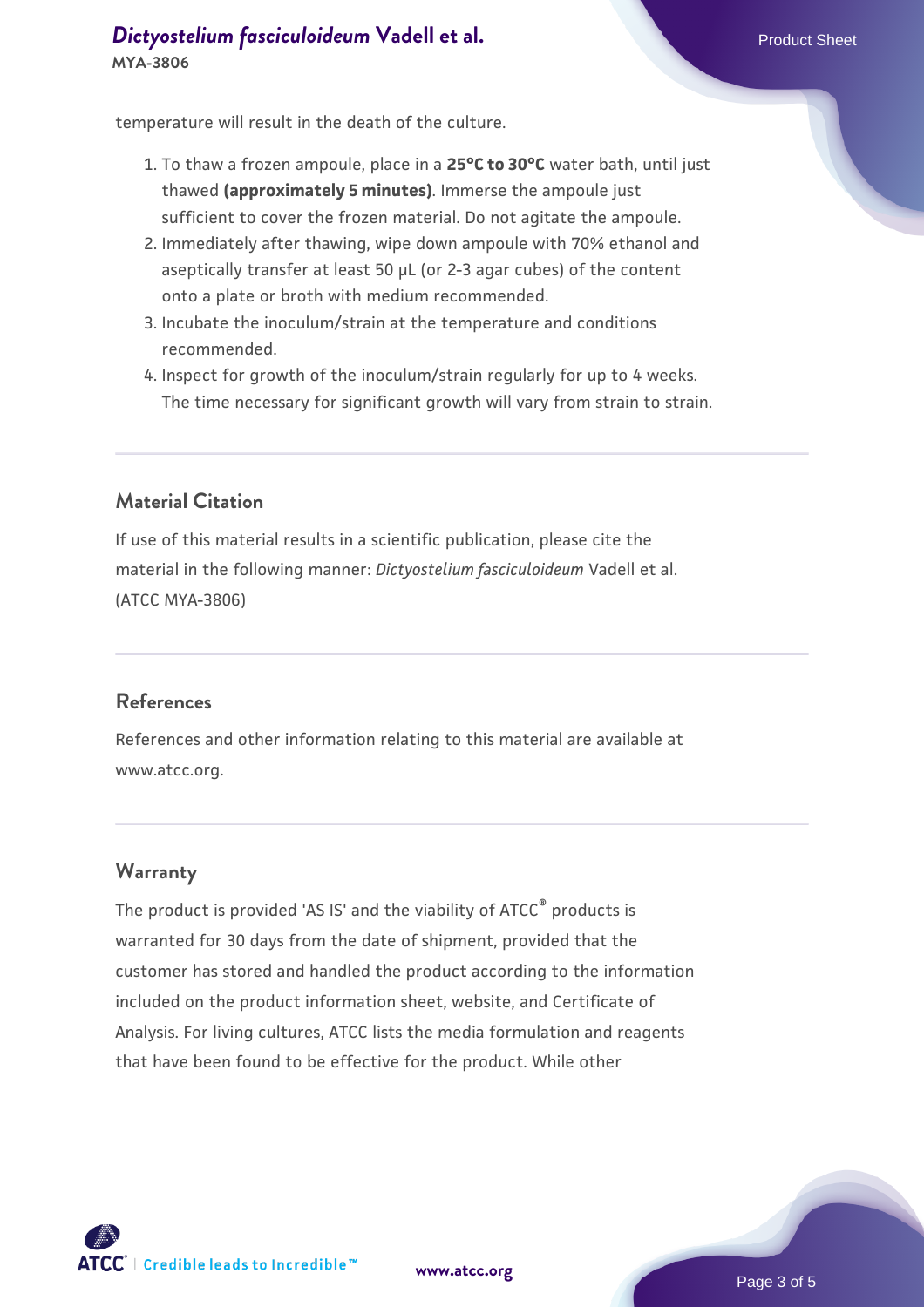temperature will result in the death of the culture.

1. To thaw a frozen ampoule, place in a **25°C to 30°C** water bath, until just thawed **(approximately 5 minutes)**. Immerse the ampoule just sufficient to cover the frozen material. Do not agitate the ampoule.
2. Immediately after thawing, wipe down ampoule with 70% ethanol and aseptically transfer at least 50 µL (or 2-3 agar cubes) of the content onto a plate or broth with medium recommended.
3. Incubate the inoculum/strain at the temperature and conditions recommended.
4. Inspect for growth of the inoculum/strain regularly for up to 4 weeks. The time necessary for significant growth will vary from strain to strain.

## Material Citation

If use of this material results in a scientific publication, please cite the material in the following manner: *Dictyostelium fasciculoideum* Vadell et al. (ATCC MYA-3806)

## References

References and other information relating to this material are available at www.atcc.org.

## Warranty

The product is provided 'AS IS' and the viability of ATCC® products is warranted for 30 days from the date of shipment, provided that the customer has stored and handled the product according to the information included on the product information sheet, website, and Certificate of Analysis. For living cultures, ATCC lists the media formulation and reagents that have been found to be effective for the product. While other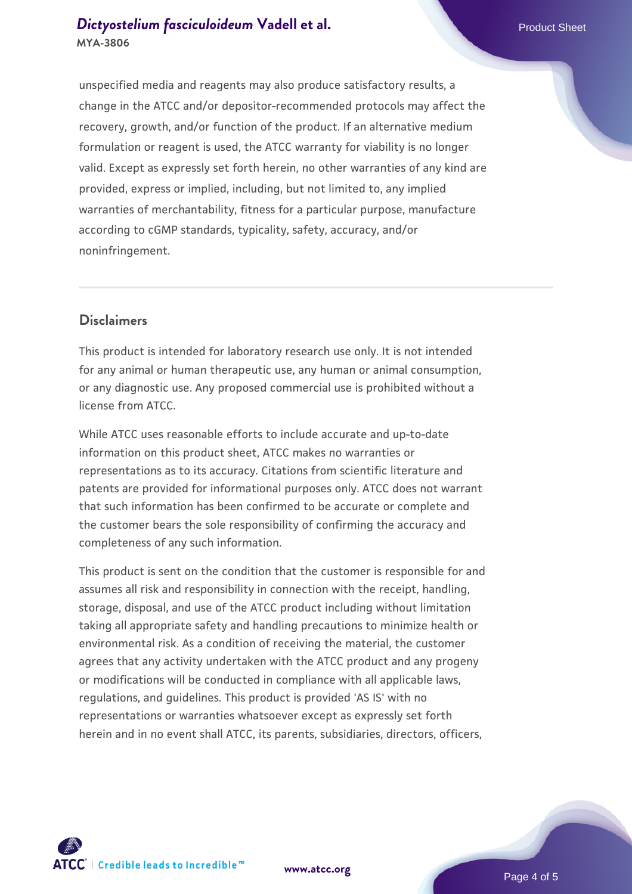unspecified media and reagents may also produce satisfactory results, a change in the ATCC and/or depositor-recommended protocols may affect the recovery, growth, and/or function of the product. If an alternative medium formulation or reagent is used, the ATCC warranty for viability is no longer valid. Except as expressly set forth herein, no other warranties of any kind are provided, express or implied, including, but not limited to, any implied warranties of merchantability, fitness for a particular purpose, manufacture according to cGMP standards, typicality, safety, accuracy, and/or noninfringement.

## Disclaimers

This product is intended for laboratory research use only. It is not intended for any animal or human therapeutic use, any human or animal consumption, or any diagnostic use. Any proposed commercial use is prohibited without a license from ATCC.

While ATCC uses reasonable efforts to include accurate and up-to-date information on this product sheet, ATCC makes no warranties or representations as to its accuracy. Citations from scientific literature and patents are provided for informational purposes only. ATCC does not warrant that such information has been confirmed to be accurate or complete and the customer bears the sole responsibility of confirming the accuracy and completeness of any such information.

This product is sent on the condition that the customer is responsible for and assumes all risk and responsibility in connection with the receipt, handling, storage, disposal, and use of the ATCC product including without limitation taking all appropriate safety and handling precautions to minimize health or environmental risk. As a condition of receiving the material, the customer agrees that any activity undertaken with the ATCC product and any progeny or modifications will be conducted in compliance with all applicable laws, regulations, and guidelines. This product is provided 'AS IS' with no representations or warranties whatsoever except as expressly set forth herein and in no event shall ATCC, its parents, subsidiaries, directors, officers,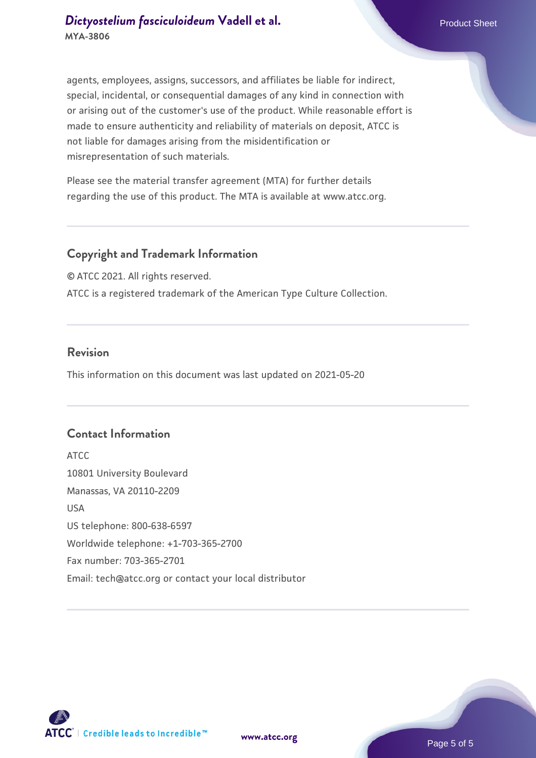agents, employees, assigns, successors, and affiliates be liable for indirect, special, incidental, or consequential damages of any kind in connection with or arising out of the customer's use of the product. While reasonable effort is made to ensure authenticity and reliability of materials on deposit, ATCC is not liable for damages arising from the misidentification or misrepresentation of such materials.

Please see the material transfer agreement (MTA) for further details regarding the use of this product. The MTA is available at www.atcc.org.

## Copyright and Trademark Information

© ATCC 2021. All rights reserved.

ATCC is a registered trademark of the American Type Culture Collection.

## Revision

This information on this document was last updated on 2021-05-20

## Contact Information

ATCC
10801 University Boulevard
Manassas, VA 20110-2209
USA
US telephone: 800-638-6597
Worldwide telephone: +1-703-365-2700
Fax number: 703-365-2701
Email: tech@atcc.org or contact your local distributor